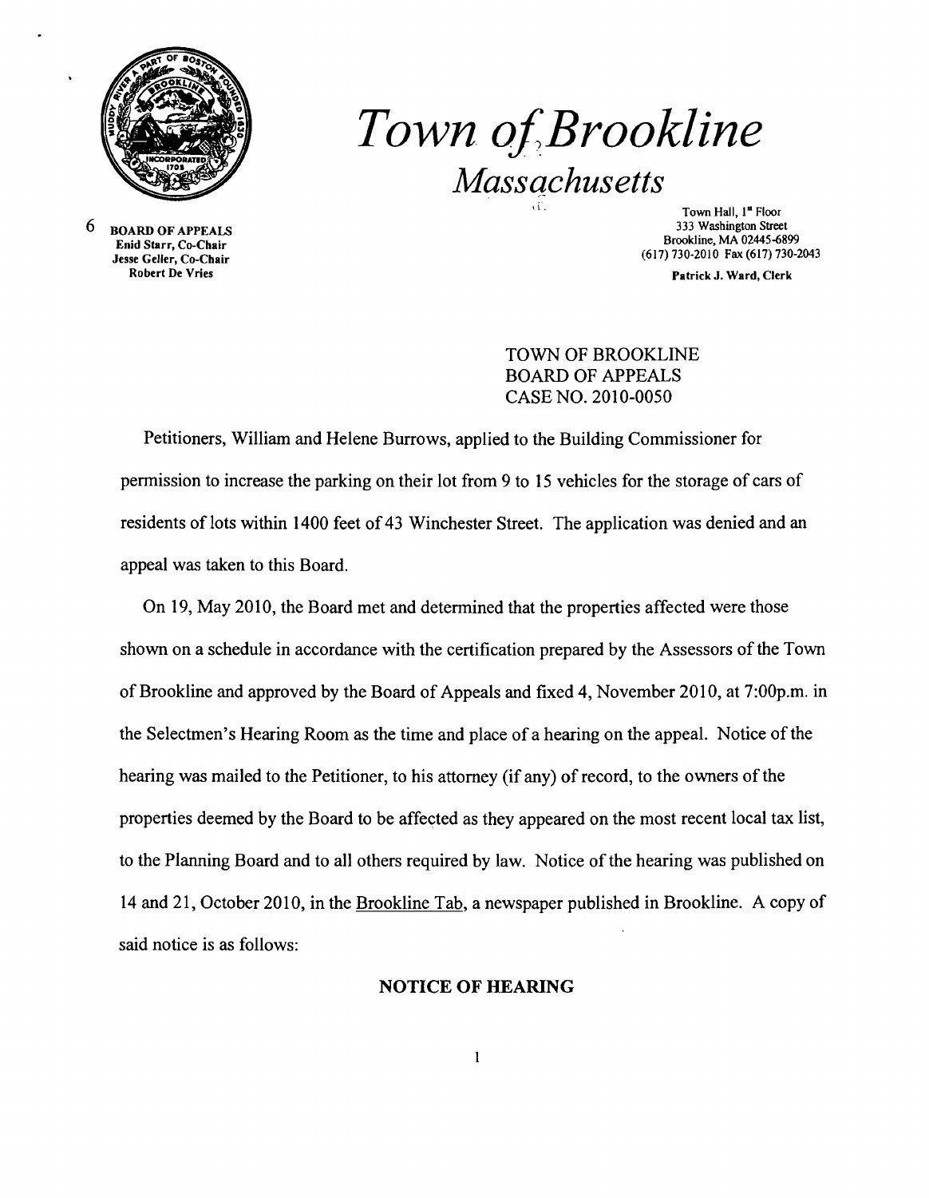# *Town of Brookline*

*Massachusetts*

6 **BOARD OF APPEALS**
**Enid Starr, Co-Chair**
**Jesse Geller, Co-Chair**
**Robert De Vries**

Town Hall, 1st Floor
333 Washington Street
Brookline, MA 02445-6899
(617) 730-2010 Fax (617) 730-2043
**Patrick J. Ward, Clerk**

TOWN OF BROOKLINE
BOARD OF APPEALS
CASE NO. 2010-0050

Petitioners, William and Helene Burrows, applied to the Building Commissioner for permission to increase the parking on their lot from 9 to 15 vehicles for the storage of cars of residents of lots within 1400 feet of 43 Winchester Street. The application was denied and an appeal was taken to this Board.

On 19, May 2010, the Board met and determined that the properties affected were those shown on a schedule in accordance with the certification prepared by the Assessors of the Town of Brookline and approved by the Board of Appeals and fixed 4, November 2010, at 7:00p.m. in the Selectmen's Hearing Room as the time and place of a hearing on the appeal. Notice of the hearing was mailed to the Petitioner, to his attorney (if any) of record, to the owners of the properties deemed by the Board to be affected as they appeared on the most recent local tax list, to the Planning Board and to all others required by law. Notice of the hearing was published on 14 and 21, October 2010, in the Brookline Tab, a newspaper published in Brookline. A copy of said notice is as follows:

**NOTICE OF HEARING**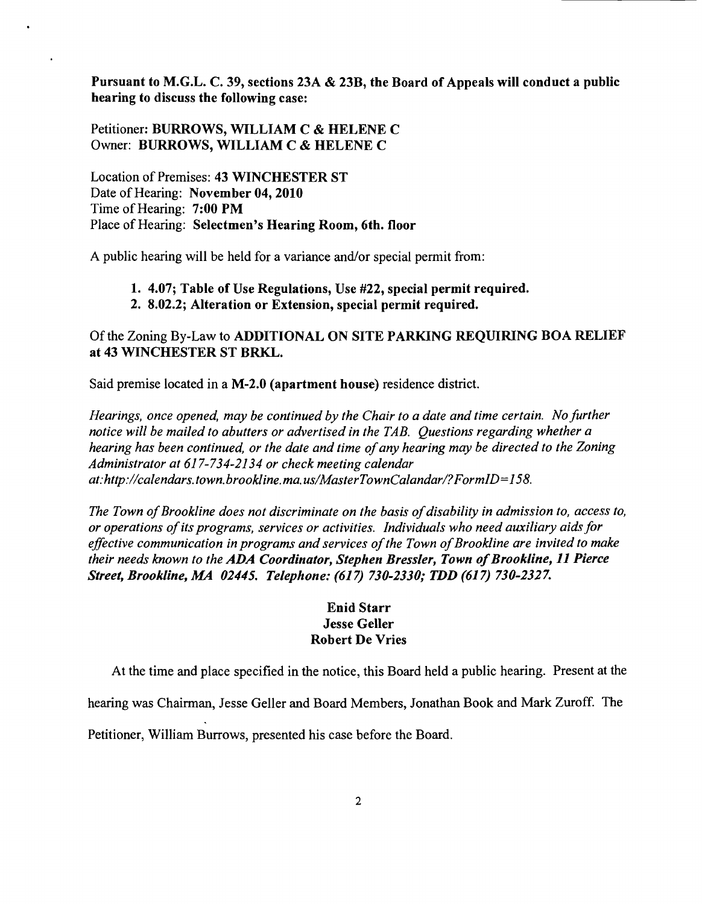**Pursuant to M.G.L. C. 39, sections 23A & 23B, the Board of Appeals will conduct a public hearing to discuss the following case:**

Petitioner: **BURROWS, WILLIAM C & HELENE C**
Owner: **BURROWS, WILLIAM C & HELENE C**

Location of Premises: **43 WINCHESTER ST**
Date of Hearing: **November 04, 2010**
Time of Hearing: **7:00 PM**
Place of Hearing: **Selectmen's Hearing Room, 6th. floor**

A public hearing will be held for a variance and/or special permit from:

1. **4.07; Table of Use Regulations, Use #22, special permit required.**
2. **8.02.2; Alteration or Extension, special permit required.**

Of the Zoning By-Law to **ADDITIONAL ON SITE PARKING REQUIRING BOA RELIEF at 43 WINCHESTER ST BRKL.**

Said premise located in a **M-2.0 (apartment house)** residence district.

*Hearings, once opened, may be continued by the Chair to a date and time certain. No further notice will be mailed to abutters or advertised in the TAB. Questions regarding whether a hearing has been continued, or the date and time of any hearing may be directed to the Zoning Administrator at 617-734-2134 or check meeting calendar at:http://calendars.town.brookline.ma.us/MasterTownCalandar/?FormID=158.*

*The Town of Brookline does not discriminate on the basis of disability in admission to, access to, or operations of its programs, services or activities. Individuals who need auxiliary aids for effective communication in programs and services of the Town of Brookline are invited to make their needs known to the* ***ADA Coordinator, Stephen Bressler, Town of Brookline, 11 Pierce Street, Brookline, MA 02445. Telephone: (617) 730-2330; TDD (617) 730-2327.***

**Enid Starr**
**Jesse Geller**
**Robert De Vries**

At the time and place specified in the notice, this Board held a public hearing. Present at the hearing was Chairman, Jesse Geller and Board Members, Jonathan Book and Mark Zuroff. The Petitioner, William Burrows, presented his case before the Board.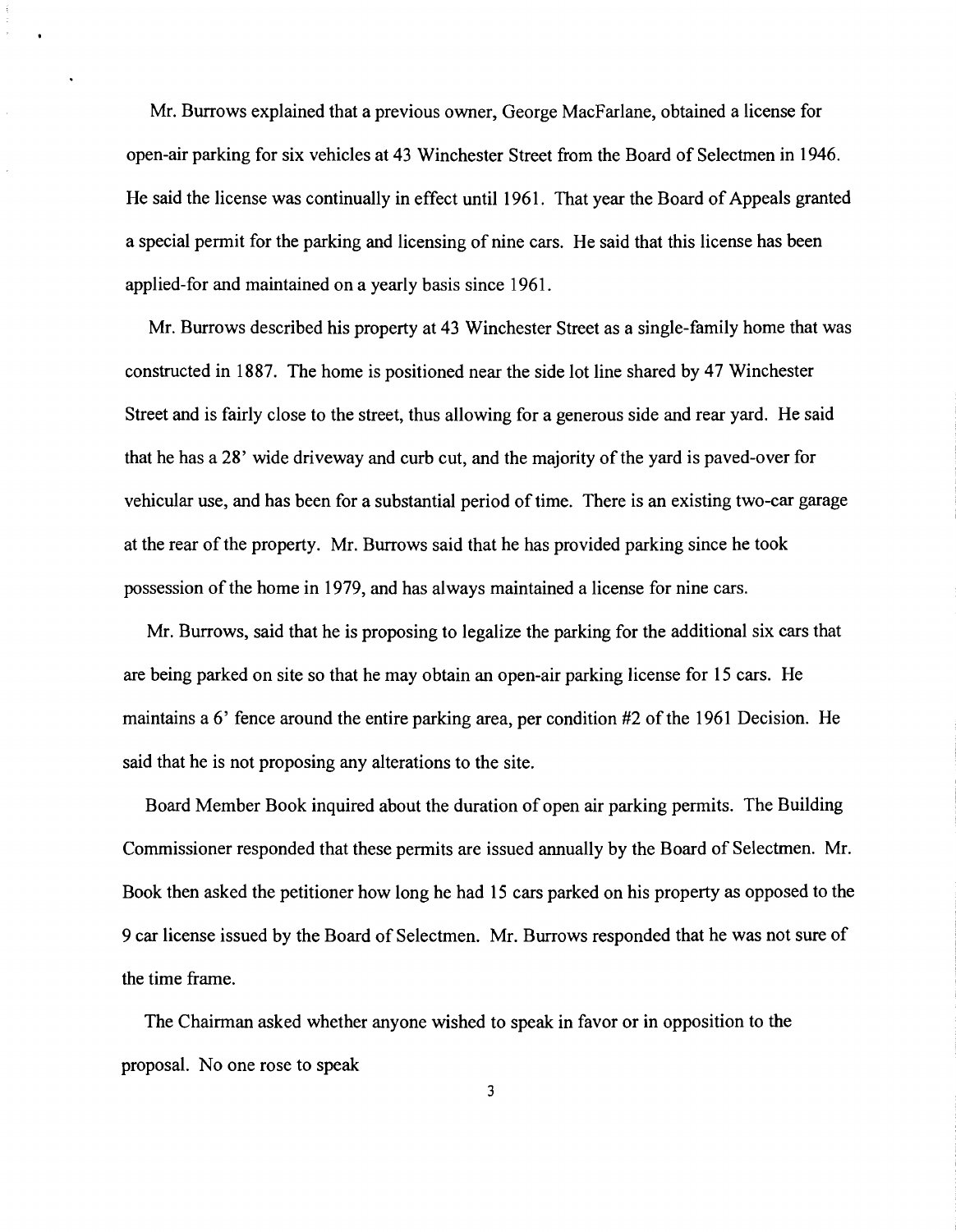Mr. Burrows explained that a previous owner, George MacFarlane, obtained a license for open-air parking for six vehicles at 43 Winchester Street from the Board of Selectmen in 1946. He said the license was continually in effect until 1961. That year the Board of Appeals granted a special permit for the parking and licensing of nine cars. He said that this license has been applied-for and maintained on a yearly basis since 1961.

Mr. Burrows described his property at 43 Winchester Street as a single-family home that was constructed in 1887. The home is positioned near the side lot line shared by 47 Winchester Street and is fairly close to the street, thus allowing for a generous side and rear yard. He said that he has a 28' wide driveway and curb cut, and the majority of the yard is paved-over for vehicular use, and has been for a substantial period of time. There is an existing two-car garage at the rear of the property. Mr. Burrows said that he has provided parking since he took possession of the home in 1979, and has always maintained a license for nine cars.

Mr. Burrows, said that he is proposing to legalize the parking for the additional six cars that are being parked on site so that he may obtain an open-air parking license for 15 cars. He maintains a 6' fence around the entire parking area, per condition #2 of the 1961 Decision. He said that he is not proposing any alterations to the site.

Board Member Book inquired about the duration of open air parking permits. The Building Commissioner responded that these permits are issued annually by the Board of Selectmen. Mr. Book then asked the petitioner how long he had 15 cars parked on his property as opposed to the 9 car license issued by the Board of Selectmen. Mr. Burrows responded that he was not sure of the time frame.

The Chairman asked whether anyone wished to speak in favor or in opposition to the proposal. No one rose to speak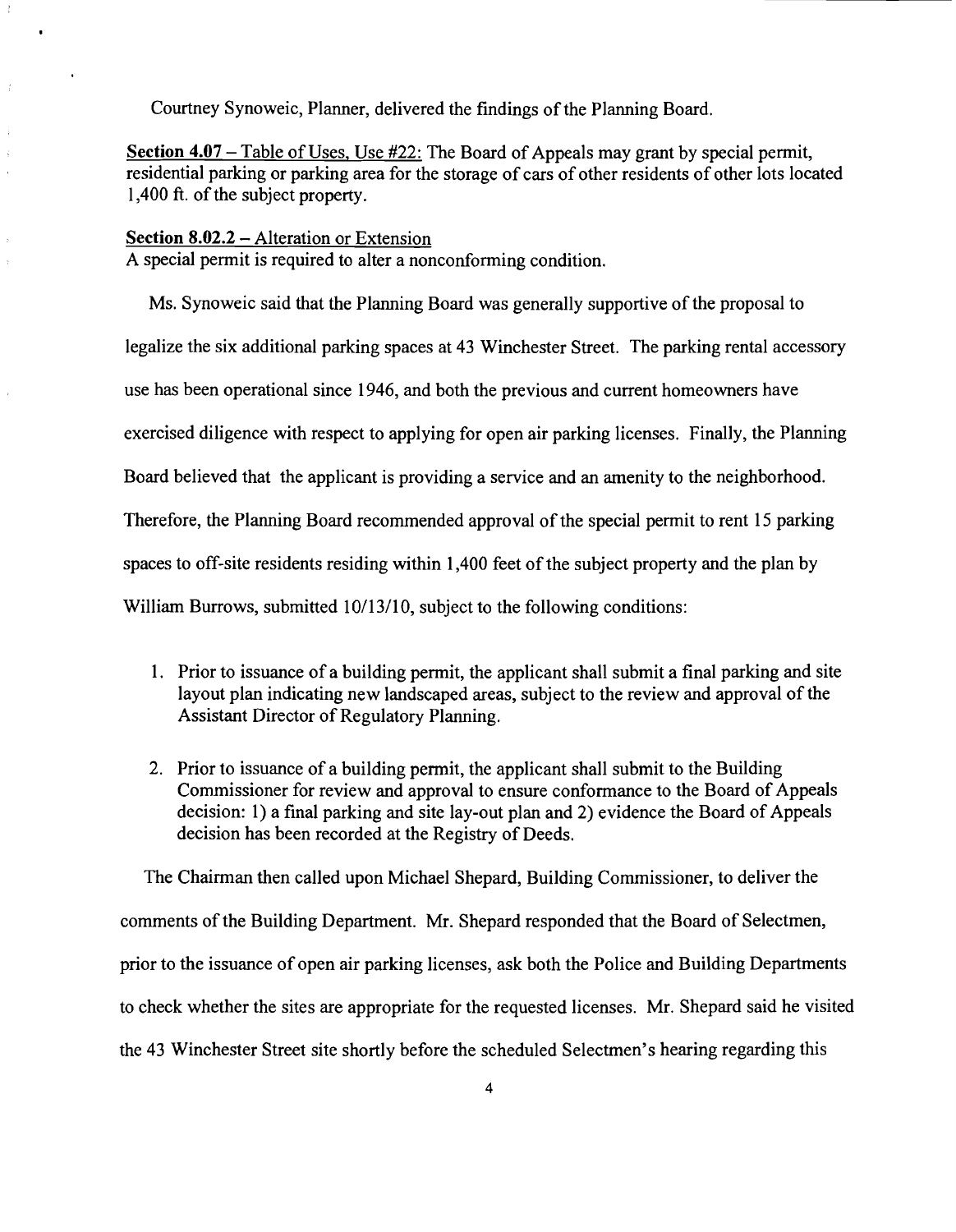Courtney Synoweic, Planner, delivered the findings of the Planning Board.

**<u>Section 4.07</u>** – <u>Table of Uses, Use #22:</u> The Board of Appeals may grant by special permit, residential parking or parking area for the storage of cars of other residents of other lots located 1,400 ft. of the subject property.

**<u>Section 8.02.2</u>** – <u>Alteration or Extension</u>
A special permit is required to alter a nonconforming condition.

Ms. Synoweic said that the Planning Board was generally supportive of the proposal to legalize the six additional parking spaces at 43 Winchester Street. The parking rental accessory use has been operational since 1946, and both the previous and current homeowners have exercised diligence with respect to applying for open air parking licenses. Finally, the Planning Board believed that the applicant is providing a service and an amenity to the neighborhood. Therefore, the Planning Board recommended approval of the special permit to rent 15 parking spaces to off-site residents residing within 1,400 feet of the subject property and the plan by William Burrows, submitted 10/13/10, subject to the following conditions:

1. Prior to issuance of a building permit, the applicant shall submit a final parking and site layout plan indicating new landscaped areas, subject to the review and approval of the Assistant Director of Regulatory Planning.

2. Prior to issuance of a building permit, the applicant shall submit to the Building Commissioner for review and approval to ensure conformance to the Board of Appeals decision: 1) a final parking and site lay-out plan and 2) evidence the Board of Appeals decision has been recorded at the Registry of Deeds.

The Chairman then called upon Michael Shepard, Building Commissioner, to deliver the comments of the Building Department. Mr. Shepard responded that the Board of Selectmen, prior to the issuance of open air parking licenses, ask both the Police and Building Departments to check whether the sites are appropriate for the requested licenses. Mr. Shepard said he visited the 43 Winchester Street site shortly before the scheduled Selectmen's hearing regarding this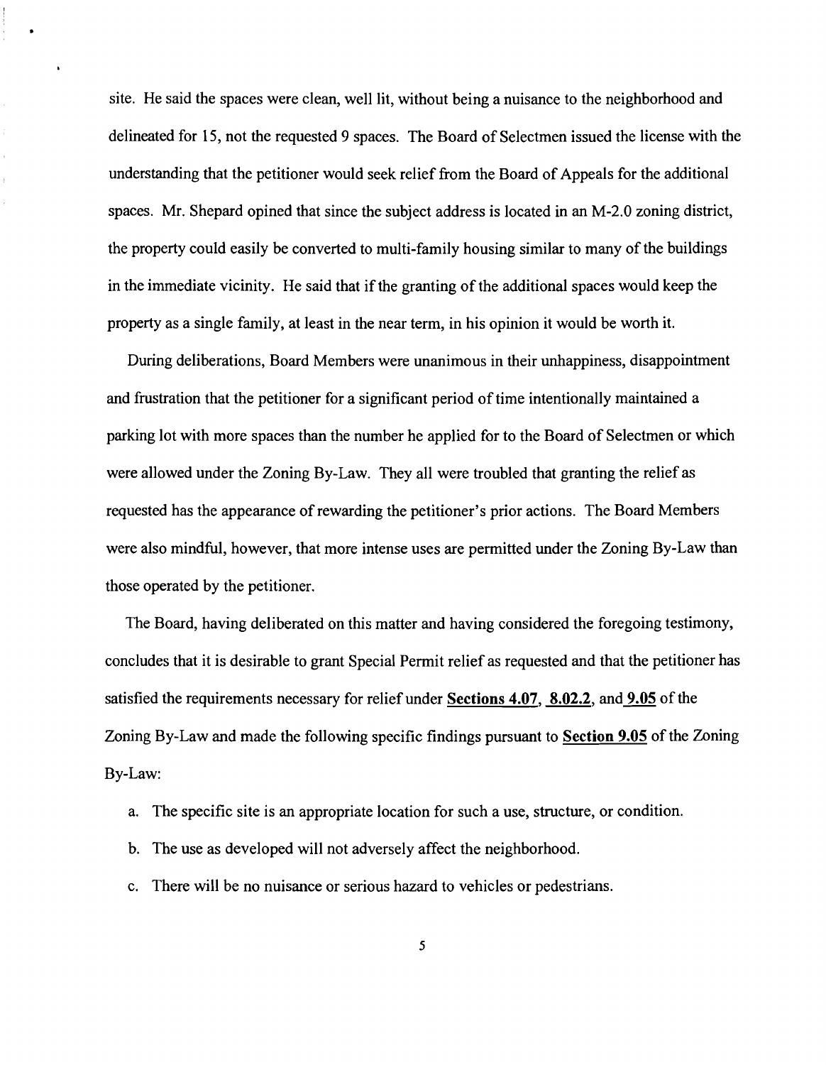site. He said the spaces were clean, well lit, without being a nuisance to the neighborhood and delineated for 15, not the requested 9 spaces. The Board of Selectmen issued the license with the understanding that the petitioner would seek relief from the Board of Appeals for the additional spaces. Mr. Shepard opined that since the subject address is located in an M-2.0 zoning district, the property could easily be converted to multi-family housing similar to many of the buildings in the immediate vicinity. He said that if the granting of the additional spaces would keep the property as a single family, at least in the near term, in his opinion it would be worth it.

During deliberations, Board Members were unanimous in their unhappiness, disappointment and frustration that the petitioner for a significant period of time intentionally maintained a parking lot with more spaces than the number he applied for to the Board of Selectmen or which were allowed under the Zoning By-Law. They all were troubled that granting the relief as requested has the appearance of rewarding the petitioner's prior actions. The Board Members were also mindful, however, that more intense uses are permitted under the Zoning By-Law than those operated by the petitioner.

The Board, having deliberated on this matter and having considered the foregoing testimony, concludes that it is desirable to grant Special Permit relief as requested and that the petitioner has satisfied the requirements necessary for relief under **Sections 4.07**, **8.02.2**, and **9.05** of the Zoning By-Law and made the following specific findings pursuant to **Section 9.05** of the Zoning By-Law:

a. The specific site is an appropriate location for such a use, structure, or condition.

b. The use as developed will not adversely affect the neighborhood.

c. There will be no nuisance or serious hazard to vehicles or pedestrians.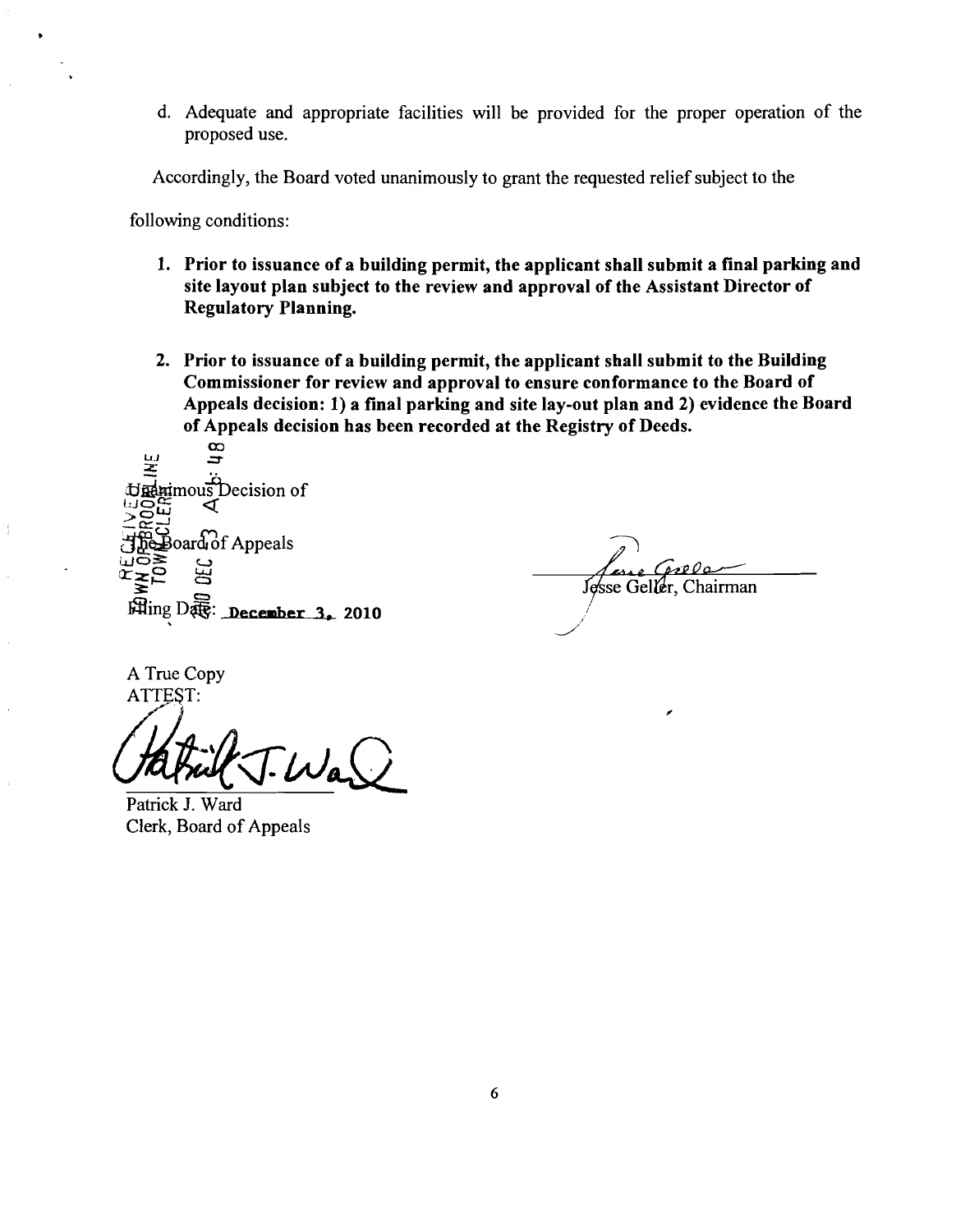d. Adequate and appropriate facilities will be provided for the proper operation of the proposed use.

Accordingly, the Board voted unanimously to grant the requested relief subject to the following conditions:

1. **Prior to issuance of a building permit, the applicant shall submit a final parking and site layout plan subject to the review and approval of the Assistant Director of Regulatory Planning.**

2. **Prior to issuance of a building permit, the applicant shall submit to the Building Commissioner for review and approval to ensure conformance to the Board of Appeals decision: 1) a final parking and site lay-out plan and 2) evidence the Board of Appeals decision has been recorded at the Registry of Deeds.**

Unanimous Decision of

The Board of Appeals

Filing Date: December 3, 2010

RECEIVED TOWN OF BROOKLINE TOWN CLERK 2010 DEC 3 A 6:48

Jesse Geller, Chairman

A True Copy

ATTEST:

Patrick J. Ward

Clerk, Board of Appeals